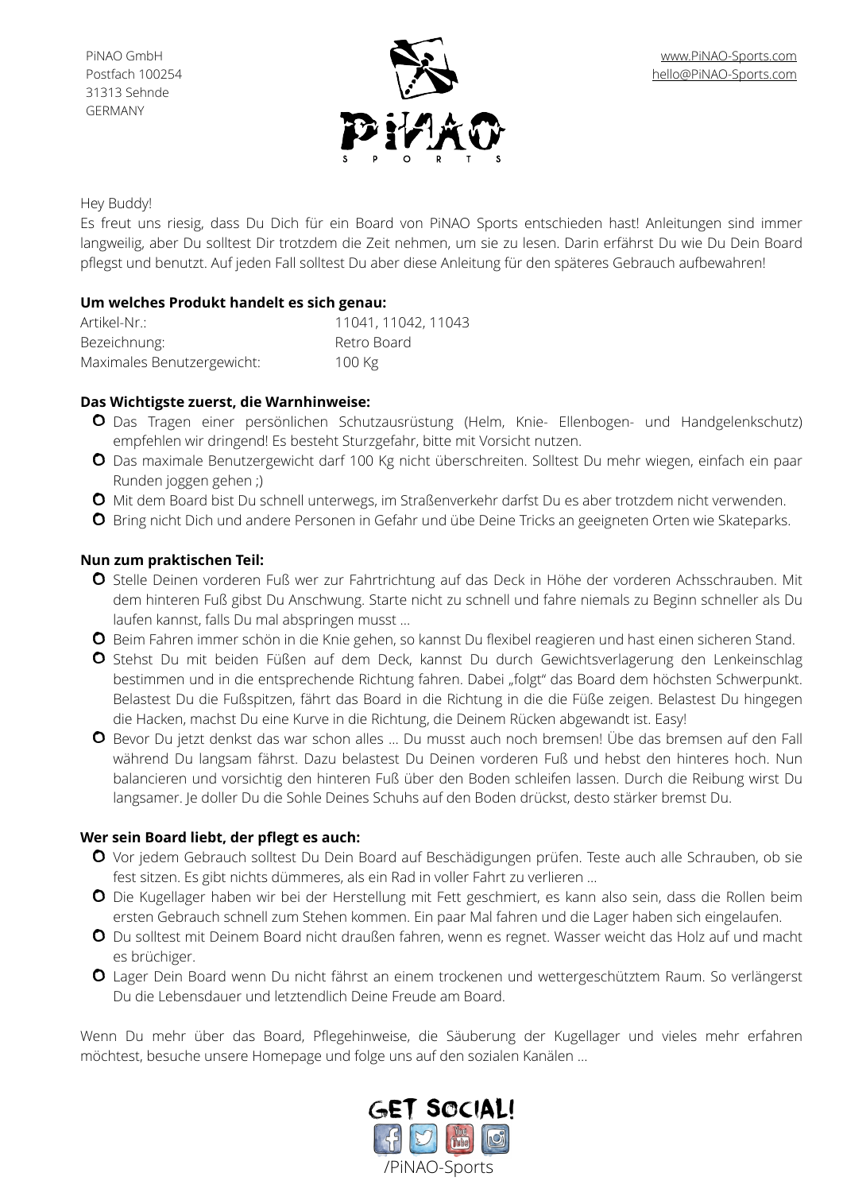PiNAO GmbH
Postfach 100254
31313 Sehnde
GERMANY

www.PiNAO-Sports.com
hello@PiNAO-Sports.com

Hey Buddy!
Es freut uns riesig, dass Du Dich für ein Board von PiNAO Sports entschieden hast! Anleitungen sind immer langweilig, aber Du solltest Dir trotzdem die Zeit nehmen, um sie zu lesen. Darin erfährst Du wie Du Dein Board pflegst und benutzt. Auf jeden Fall solltest Du aber diese Anleitung für den späteres Gebrauch aufbewahren!

**Um welches Produkt handelt es sich genau:**

| | |
|---|---|
| Artikel-Nr.: | 11041, 11042, 11043 |
| Bezeichnung: | Retro Board |
| Maximales Benutzergewicht: | 100 Kg |

**Das Wichtigste zuerst, die Warnhinweise:**

- Das Tragen einer persönlichen Schutzausrüstung (Helm, Knie- Ellenbogen- und Handgelenkschutz) empfehlen wir dringend! Es besteht Sturzgefahr, bitte mit Vorsicht nutzen.
- Das maximale Benutzergewicht darf 100 Kg nicht überschreiten. Solltest Du mehr wiegen, einfach ein paar Runden joggen gehen ;)
- Mit dem Board bist Du schnell unterwegs, im Straßenverkehr darfst Du es aber trotzdem nicht verwenden.
- Bring nicht Dich und andere Personen in Gefahr und übe Deine Tricks an geeigneten Orten wie Skateparks.

**Nun zum praktischen Teil:**

- Stelle Deinen vorderen Fuß wer zur Fahrtrichtung auf das Deck in Höhe der vorderen Achsschrauben. Mit dem hinteren Fuß gibst Du Anschwung. Starte nicht zu schnell und fahre niemals zu Beginn schneller als Du laufen kannst, falls Du mal abspringen musst …
- Beim Fahren immer schön in die Knie gehen, so kannst Du flexibel reagieren und hast einen sicheren Stand.
- Stehst Du mit beiden Füßen auf dem Deck, kannst Du durch Gewichtsverlagerung den Lenkeinschlag bestimmen und in die entsprechende Richtung fahren. Dabei „folgt" das Board dem höchsten Schwerpunkt. Belastest Du die Fußspitzen, fährt das Board in die Richtung in die die Füße zeigen. Belastest Du hingegen die Hacken, machst Du eine Kurve in die Richtung, die Deinem Rücken abgewandt ist. Easy!
- Bevor Du jetzt denkst das war schon alles … Du musst auch noch bremsen! Übe das bremsen auf den Fall während Du langsam fährst. Dazu belastest Du Deinen vorderen Fuß und hebst den hinteres hoch. Nun balancieren und vorsichtig den hinteren Fuß über den Boden schleifen lassen. Durch die Reibung wirst Du langsamer. Je doller Du die Sohle Deines Schuhs auf den Boden drückst, desto stärker bremst Du.

**Wer sein Board liebt, der pflegt es auch:**

- Vor jedem Gebrauch solltest Du Dein Board auf Beschädigungen prüfen. Teste auch alle Schrauben, ob sie fest sitzen. Es gibt nichts dümmeres, als ein Rad in voller Fahrt zu verlieren …
- Die Kugellager haben wir bei der Herstellung mit Fett geschmiert, es kann also sein, dass die Rollen beim ersten Gebrauch schnell zum Stehen kommen. Ein paar Mal fahren und die Lager haben sich eingelaufen.
- Du solltest mit Deinem Board nicht draußen fahren, wenn es regnet. Wasser weicht das Holz auf und macht es brüchiger.
- Lager Dein Board wenn Du nicht fährst an einem trockenen und wettergeschütztem Raum. So verlängerst Du die Lebensdauer und letztendlich Deine Freude am Board.

Wenn Du mehr über das Board, Pflegehinweise, die Säuberung der Kugellager und vieles mehr erfahren möchtest, besuche unsere Homepage und folge uns auf den sozialen Kanälen …

GET SOCIAL!

/PiNAO-Sports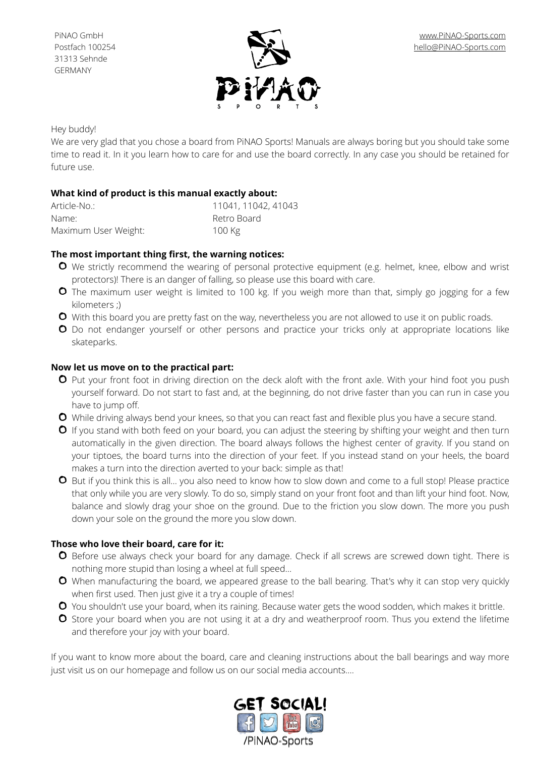PiNAO GmbH
Postfach 100254
31313 Sehnde
GERMANY

www.PiNAO-Sports.com
hello@PiNAO-Sports.com

Hey buddy!

We are very glad that you chose a board from PiNAO Sports! Manuals are always boring but you should take some time to read it. In it you learn how to care for and use the board correctly. In any case you should be retained for future use.

**What kind of product is this manual exactly about:**

| | |
|---|---|
| Article-No.: | 11041, 11042, 41043 |
| Name: | Retro Board |
| Maximum User Weight: | 100 Kg |

**The most important thing first, the warning notices:**

- We strictly recommend the wearing of personal protective equipment (e.g. helmet, knee, elbow and wrist protectors)! There is an danger of falling, so please use this board with care.
- The maximum user weight is limited to 100 kg. If you weigh more than that, simply go jogging for a few kilometers ;)
- With this board you are pretty fast on the way, nevertheless you are not allowed to use it on public roads.
- Do not endanger yourself or other persons and practice your tricks only at appropriate locations like skateparks.

**Now let us move on to the practical part:**

- Put your front foot in driving direction on the deck aloft with the front axle. With your hind foot you push yourself forward. Do not start to fast and, at the beginning, do not drive faster than you can run in case you have to jump off.
- While driving always bend your knees, so that you can react fast and flexible plus you have a secure stand.
- If you stand with both feed on your board, you can adjust the steering by shifting your weight and then turn automatically in the given direction. The board always follows the highest center of gravity. If you stand on your tiptoes, the board turns into the direction of your feet. If you instead stand on your heels, the board makes a turn into the direction averted to your back: simple as that!
- But if you think this is all... you also need to know how to slow down and come to a full stop! Please practice that only while you are very slowly. To do so, simply stand on your front foot and than lift your hind foot. Now, balance and slowly drag your shoe on the ground. Due to the friction you slow down. The more you push down your sole on the ground the more you slow down.

**Those who love their board, care for it:**

- Before use always check your board for any damage. Check if all screws are screwed down tight. There is nothing more stupid than losing a wheel at full speed...
- When manufacturing the board, we appeared grease to the ball bearing. That's why it can stop very quickly when first used. Then just give it a try a couple of times!
- You shouldn't use your board, when its raining. Because water gets the wood sodden, which makes it brittle.
- Store your board when you are not using it at a dry and weatherproof room. Thus you extend the lifetime and therefore your joy with your board.

If you want to know more about the board, care and cleaning instructions about the ball bearings and way more just visit us on our homepage and follow us on our social media accounts....

GET SOCIAL!

/PiNAO-Sports